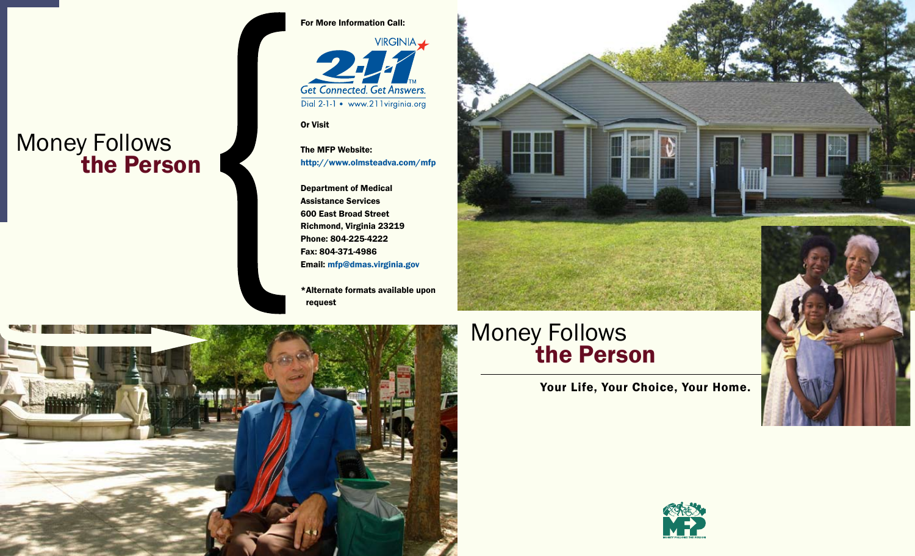# Money Follows the Person

**For More Information Call:**

VIRGINIA 2-1-1
Get Connected. Get Answers.
Dial 2-1-1 • www.211virginia.org

**Or Visit**

**The MFP Website:**
**http://www.olmsteadva.com/mfp**

**Department of Medical Assistance Services**
**600 East Broad Street**
**Richmond, Virginia 23219**
**Phone: 804-225-4222**
**Fax: 804-371-4986**
**Email: mfp@dmas.virginia.gov**

**\*Alternate formats available upon request**

# Money Follows the Person

**Your Life, Your Choice, Your Home.**

MONEY FOLLOWS THE PERSON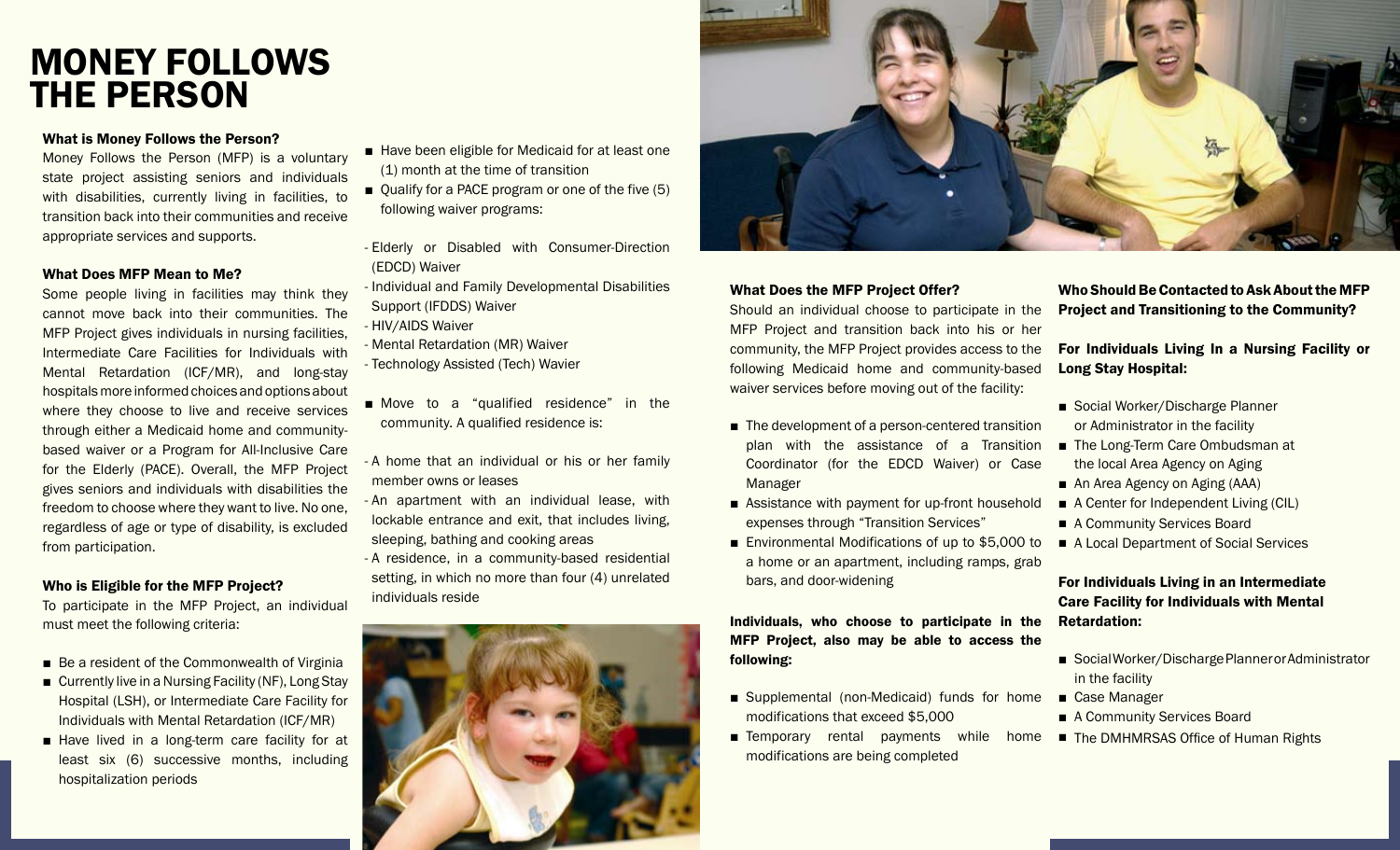# MONEY FOLLOWS THE PERSON

### What is Money Follows the Person?

Money Follows the Person (MFP) is a voluntary state project assisting seniors and individuals with disabilities, currently living in facilities, to transition back into their communities and receive appropriate services and supports.

### What Does MFP Mean to Me?

Some people living in facilities may think they cannot move back into their communities. The MFP Project gives individuals in nursing facilities, Intermediate Care Facilities for Individuals with Mental Retardation (ICF/MR), and long-stay hospitals more informed choices and options about where they choose to live and receive services through either a Medicaid home and community-based waiver or a Program for All-Inclusive Care for the Elderly (PACE). Overall, the MFP Project gives seniors and individuals with disabilities the freedom to choose where they want to live. No one, regardless of age or type of disability, is excluded from participation.

### Who is Eligible for the MFP Project?

To participate in the MFP Project, an individual must meet the following criteria:

- Be a resident of the Commonwealth of Virginia
- Currently live in a Nursing Facility (NF), Long Stay Hospital (LSH), or Intermediate Care Facility for Individuals with Mental Retardation (ICF/MR)
- Have lived in a long-term care facility for at least six (6) successive months, including hospitalization periods
- Have been eligible for Medicaid for at least one (1) month at the time of transition
- Qualify for a PACE program or one of the five (5) following waiver programs:

- Elderly or Disabled with Consumer-Direction (EDCD) Waiver
- Individual and Family Developmental Disabilities Support (IFDDS) Waiver
- HIV/AIDS Waiver
- Mental Retardation (MR) Waiver
- Technology Assisted (Tech) Wavier

- Move to a "qualified residence" in the community. A qualified residence is:

- A home that an individual or his or her family member owns or leases
- An apartment with an individual lease, with lockable entrance and exit, that includes living, sleeping, bathing and cooking areas
- A residence, in a community-based residential setting, in which no more than four (4) unrelated individuals reside

### What Does the MFP Project Offer?

Should an individual choose to participate in the MFP Project and transition back into his or her community, the MFP Project provides access to the following Medicaid home and community-based waiver services before moving out of the facility:

- The development of a person-centered transition plan with the assistance of a Transition Coordinator (for the EDCD Waiver) or Case Manager
- Assistance with payment for up-front household expenses through "Transition Services"
- Environmental Modifications of up to $5,000 to a home or an apartment, including ramps, grab bars, and door-widening

**Individuals, who choose to participate in the MFP Project, also may be able to access the following:**

- Supplemental (non-Medicaid) funds for home modifications that exceed $5,000
- Temporary rental payments while home modifications are being completed

### Who Should Be Contacted to Ask About the MFP Project and Transitioning to the Community?

#### For Individuals Living In a Nursing Facility or Long Stay Hospital:

- Social Worker/Discharge Planner or Administrator in the facility
- The Long-Term Care Ombudsman at the local Area Agency on Aging
- An Area Agency on Aging (AAA)
- A Center for Independent Living (CIL)
- A Community Services Board
- A Local Department of Social Services

#### For Individuals Living in an Intermediate Care Facility for Individuals with Mental Retardation:

- Social Worker/Discharge Planner or Administrator in the facility
- Case Manager
- A Community Services Board
- The DMHMRSAS Office of Human Rights